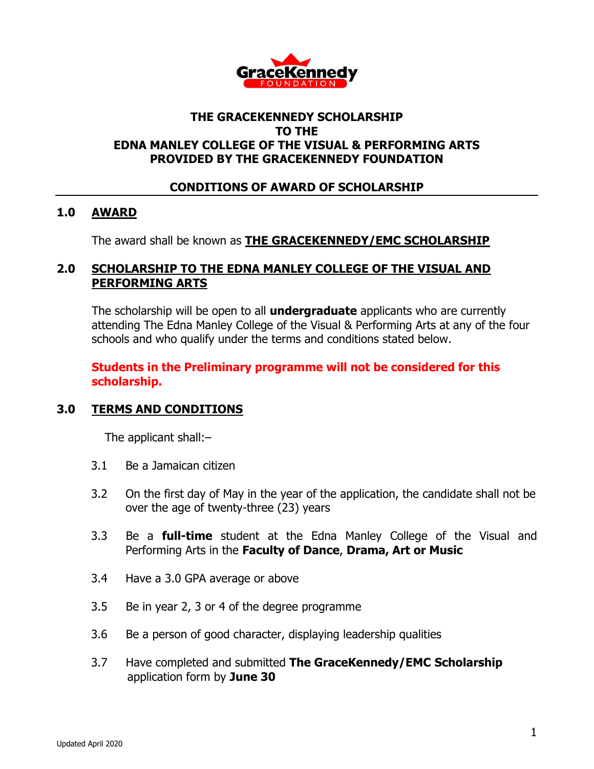# THE GRACEKENNEDY SCHOLARSHIP TO THE EDNA MANLEY COLLEGE OF THE VISUAL & PERFORMING ARTS PROVIDED BY THE GRACEKENNEDY FOUNDATION

## CONDITIONS OF AWARD OF SCHOLARSHIP

### 1.0 AWARD

The award shall be known as **THE GRACEKENNEDY/EMC SCHOLARSHIP**

### 2.0 SCHOLARSHIP TO THE EDNA MANLEY COLLEGE OF THE VISUAL AND PERFORMING ARTS

The scholarship will be open to all **undergraduate** applicants who are currently attending The Edna Manley College of the Visual & Performing Arts at any of the four schools and who qualify under the terms and conditions stated below.

**Students in the Preliminary programme will not be considered for this scholarship.**

### 3.0 TERMS AND CONDITIONS

The applicant shall:–

3.1 Be a Jamaican citizen

3.2 On the first day of May in the year of the application, the candidate shall not be over the age of twenty-three (23) years

3.3 Be a **full-time** student at the Edna Manley College of the Visual and Performing Arts in the **Faculty of Dance**, **Drama, Art or Music**

3.4 Have a 3.0 GPA average or above

3.5 Be in year 2, 3 or 4 of the degree programme

3.6 Be a person of good character, displaying leadership qualities

3.7 Have completed and submitted **The GraceKennedy/EMC Scholarship** application form by **June 30**

Updated April 2020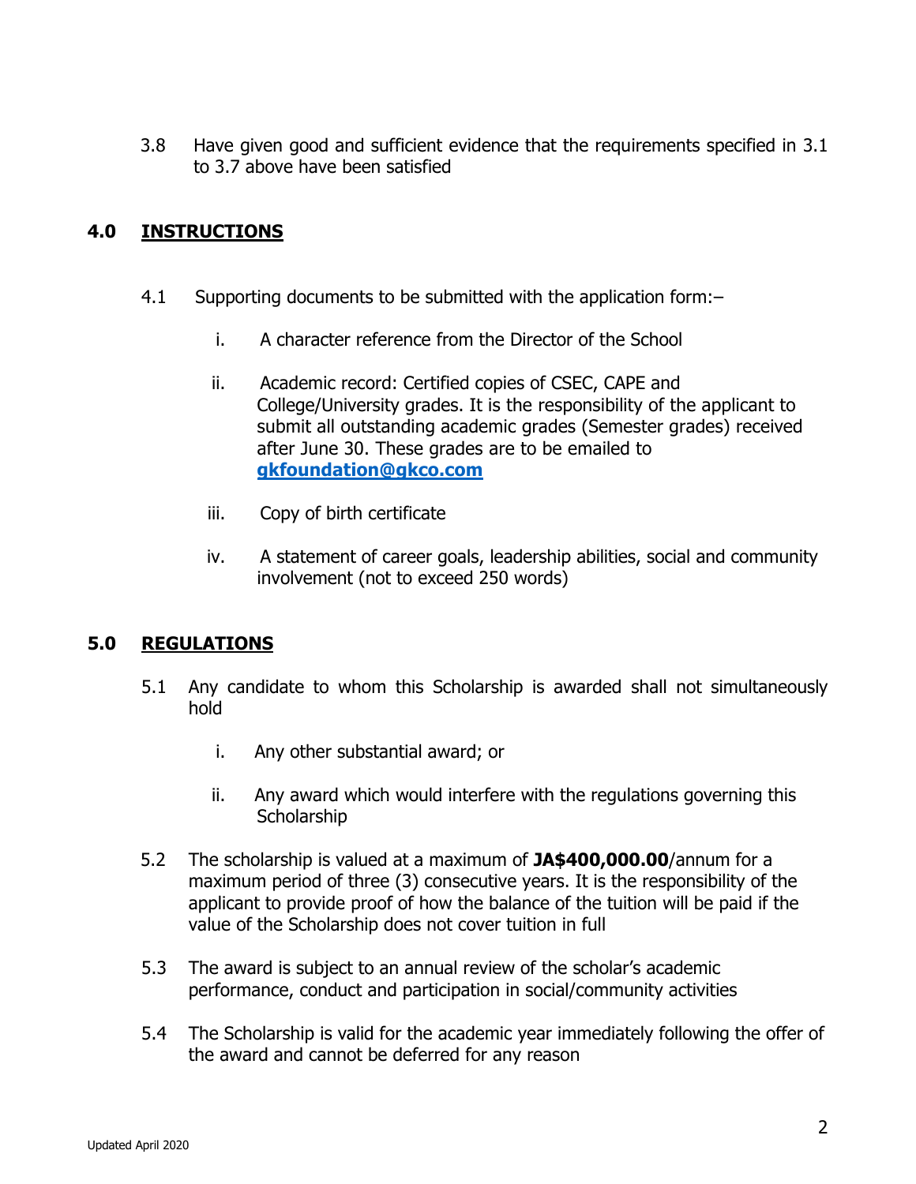3.8 Have given good and sufficient evidence that the requirements specified in 3.1 to 3.7 above have been satisfied

## 4.0 INSTRUCTIONS

4.1 Supporting documents to be submitted with the application form:–

i. A character reference from the Director of the School

ii. Academic record: Certified copies of CSEC, CAPE and College/University grades. It is the responsibility of the applicant to submit all outstanding academic grades (Semester grades) received after June 30. These grades are to be emailed to **gkfoundation@gkco.com**

iii. Copy of birth certificate

iv. A statement of career goals, leadership abilities, social and community involvement (not to exceed 250 words)

## 5.0 REGULATIONS

5.1 Any candidate to whom this Scholarship is awarded shall not simultaneously hold

i. Any other substantial award; or

ii. Any award which would interfere with the regulations governing this Scholarship

5.2 The scholarship is valued at a maximum of **JA$400,000.00**/annum for a maximum period of three (3) consecutive years. It is the responsibility of the applicant to provide proof of how the balance of the tuition will be paid if the value of the Scholarship does not cover tuition in full

5.3 The award is subject to an annual review of the scholar's academic performance, conduct and participation in social/community activities

5.4 The Scholarship is valid for the academic year immediately following the offer of the award and cannot be deferred for any reason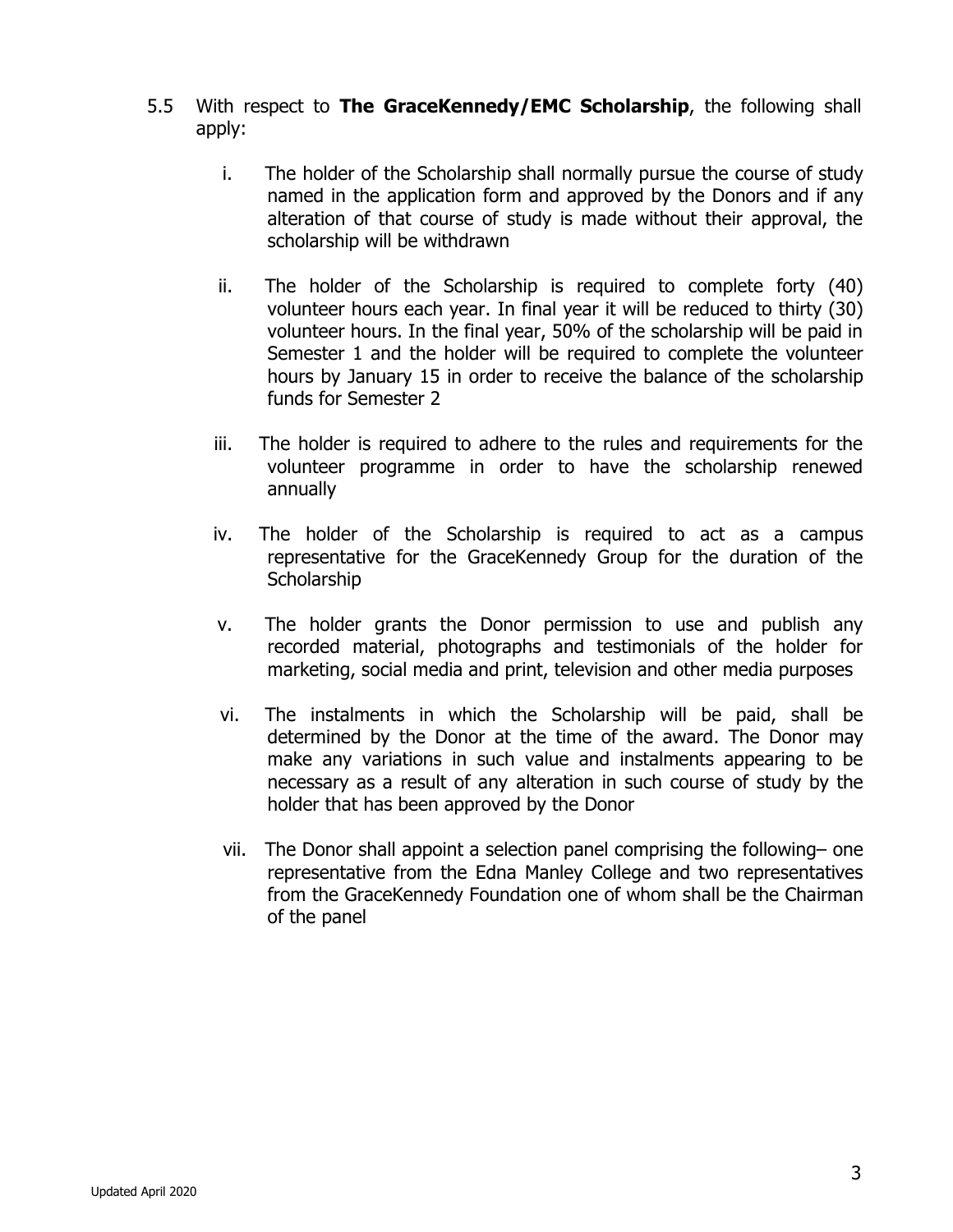5.5 With respect to **The GraceKennedy/EMC Scholarship**, the following shall apply:

i. The holder of the Scholarship shall normally pursue the course of study named in the application form and approved by the Donors and if any alteration of that course of study is made without their approval, the scholarship will be withdrawn

ii. The holder of the Scholarship is required to complete forty (40) volunteer hours each year. In final year it will be reduced to thirty (30) volunteer hours. In the final year, 50% of the scholarship will be paid in Semester 1 and the holder will be required to complete the volunteer hours by January 15 in order to receive the balance of the scholarship funds for Semester 2

iii. The holder is required to adhere to the rules and requirements for the volunteer programme in order to have the scholarship renewed annually

iv. The holder of the Scholarship is required to act as a campus representative for the GraceKennedy Group for the duration of the Scholarship

v. The holder grants the Donor permission to use and publish any recorded material, photographs and testimonials of the holder for marketing, social media and print, television and other media purposes

vi. The instalments in which the Scholarship will be paid, shall be determined by the Donor at the time of the award. The Donor may make any variations in such value and instalments appearing to be necessary as a result of any alteration in such course of study by the holder that has been approved by the Donor

vii. The Donor shall appoint a selection panel comprising the following– one representative from the Edna Manley College and two representatives from the GraceKennedy Foundation one of whom shall be the Chairman of the panel

Updated April 2020